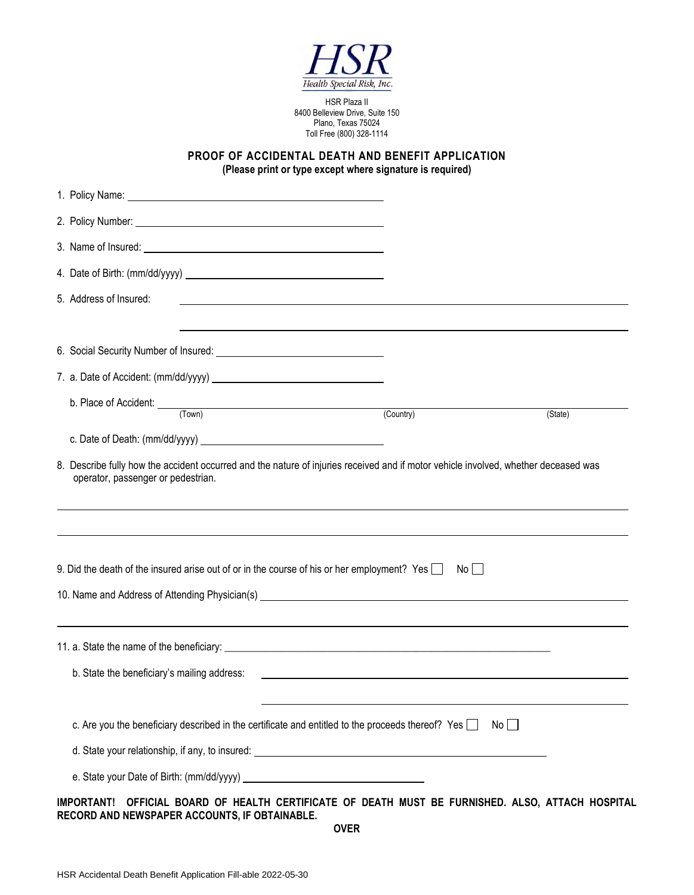HSR
Health Special Risk, Inc.

HSR Plaza II
8400 Belleview Drive, Suite 150
Plano, Texas 75024
Toll Free (800) 328-1114

## PROOF OF ACCIDENTAL DEATH AND BENEFIT APPLICATION

**(Please print or type except where signature is required)**

1. Policy Name: ______________________________

2. Policy Number: ______________________________

3. Name of Insured: ______________________________

4. Date of Birth: (mm/dd/yyyy) ______________________________

5. Address of Insured: ______________________________

______________________________

6. Social Security Number of Insured: ______________________________

7. a. Date of Accident: (mm/dd/yyyy) ______________________________

   b. Place of Accident: ______________________________
   (Town) (Country) (State)

   c. Date of Death: (mm/dd/yyyy) ______________________________

8. Describe fully how the accident occurred and the nature of injuries received and if motor vehicle involved, whether deceased was operator, passenger or pedestrian.

______________________________

______________________________

9. Did the death of the insured arise out of or in the course of his or her employment? Yes ☐ No ☐

10. Name and Address of Attending Physician(s) ______________________________

______________________________

11. a. State the name of the beneficiary: ______________________________

    b. State the beneficiary's mailing address: ______________________________

    ______________________________

    c. Are you the beneficiary described in the certificate and entitled to the proceeds thereof? Yes ☐ No ☐

    d. State your relationship, if any, to insured: ______________________________

    e. State your Date of Birth: (mm/dd/yyyy) ______________________________

**IMPORTANT! OFFICIAL BOARD OF HEALTH CERTIFICATE OF DEATH MUST BE FURNISHED. ALSO, ATTACH HOSPITAL RECORD AND NEWSPAPER ACCOUNTS, IF OBTAINABLE.**

**OVER**

HSR Accidental Death Benefit Application Fill-able 2022-05-30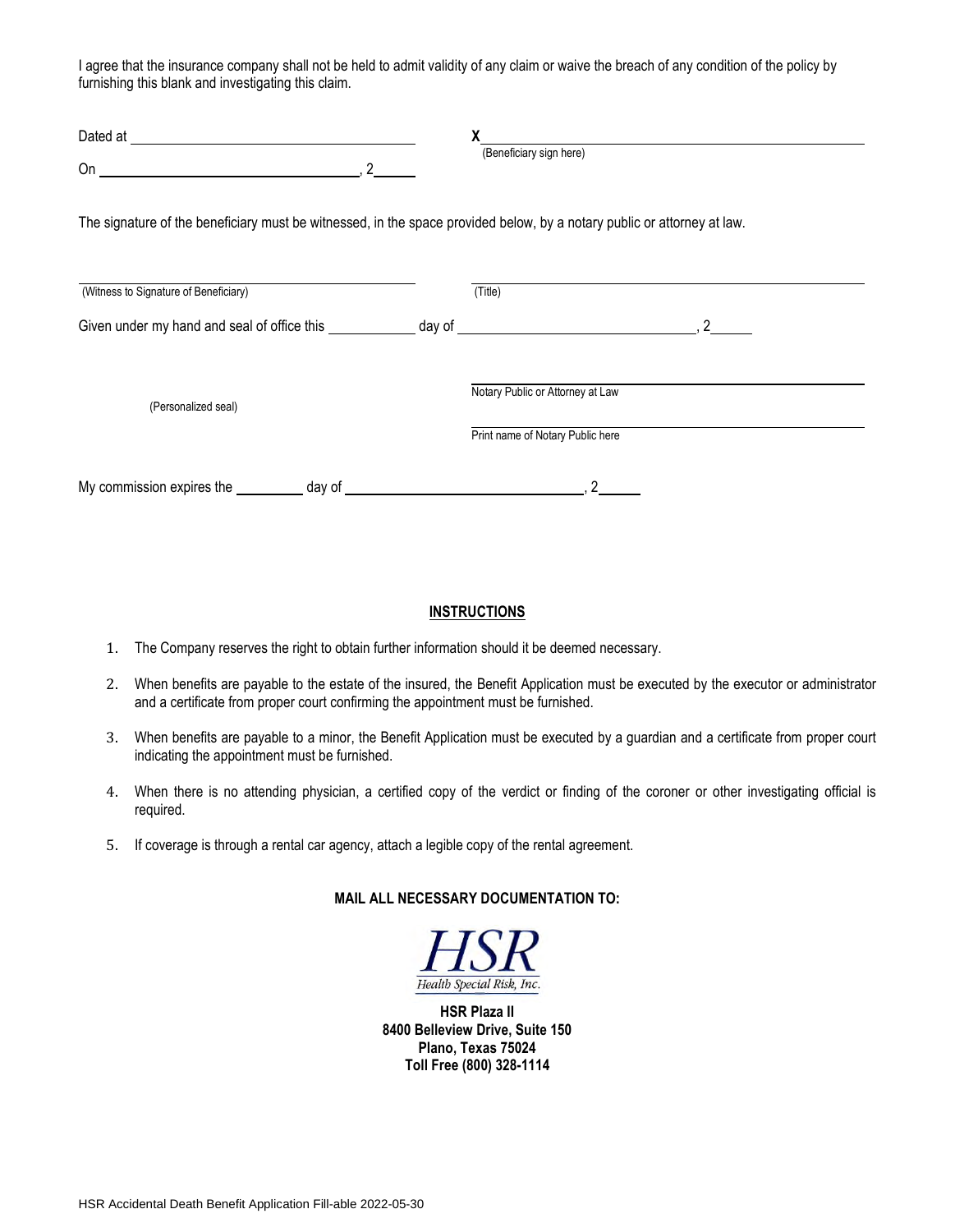I agree that the insurance company shall not be held to admit validity of any claim or waive the breach of any condition of the policy by furnishing this blank and investigating this claim.

Dated at ______________________________

On ______________________________, 2_____

X ______________________________
(Beneficiary sign here)

The signature of the beneficiary must be witnessed, in the space provided below, by a notary public or attorney at law.

______________________________
(Witness to Signature of Beneficiary)

______________________________
(Title)

Given under my hand and seal of office this __________ day of ______________________________, 2_____

(Personalized seal)

______________________________
Notary Public or Attorney at Law

______________________________
Print name of Notary Public here

My commission expires the ________ day of ______________________________, 2_____

## INSTRUCTIONS

1. The Company reserves the right to obtain further information should it be deemed necessary.
2. When benefits are payable to the estate of the insured, the Benefit Application must be executed by the executor or administrator and a certificate from proper court confirming the appointment must be furnished.
3. When benefits are payable to a minor, the Benefit Application must be executed by a guardian and a certificate from proper court indicating the appointment must be furnished.
4. When there is no attending physician, a certified copy of the verdict or finding of the coroner or other investigating official is required.
5. If coverage is through a rental car agency, attach a legible copy of the rental agreement.

**MAIL ALL NECESSARY DOCUMENTATION TO:**

HSR
*Health Special Risk, Inc.*

**HSR Plaza II**
**8400 Belleview Drive, Suite 150**
**Plano, Texas 75024**
**Toll Free (800) 328-1114**

HSR Accidental Death Benefit Application Fill-able 2022-05-30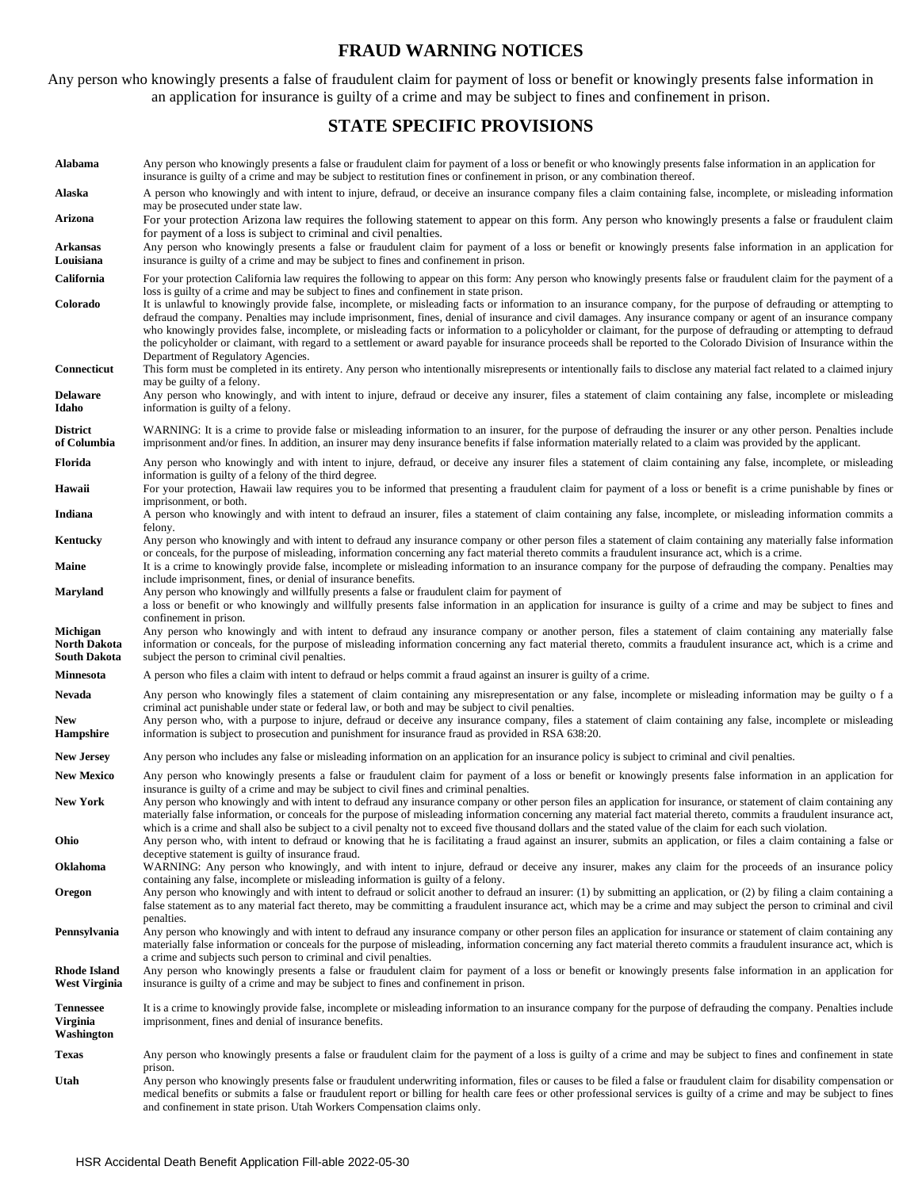## FRAUD WARNING NOTICES

Any person who knowingly presents a false of fraudulent claim for payment of loss or benefit or knowingly presents false information in an application for insurance is guilty of a crime and may be subject to fines and confinement in prison.

## STATE SPECIFIC PROVISIONS

| | |
|---|---|
| **Alabama** | Any person who knowingly presents a false or fraudulent claim for payment of a loss or benefit or who knowingly presents false information in an application for insurance is guilty of a crime and may be subject to restitution fines or confinement in prison, or any combination thereof. |
| **Alaska** | A person who knowingly and with intent to injure, defraud, or deceive an insurance company files a claim containing false, incomplete, or misleading information may be prosecuted under state law. |
| **Arizona** | For your protection Arizona law requires the following statement to appear on this form. Any person who knowingly presents a false or fraudulent claim for payment of a loss is subject to criminal and civil penalties. |
| **Arkansas Louisiana** | Any person who knowingly presents a false or fraudulent claim for payment of a loss or benefit or knowingly presents false information in an application for insurance is guilty of a crime and may be subject to fines and confinement in prison. |
| **California** | For your protection California law requires the following to appear on this form: Any person who knowingly presents false or fraudulent claim for the payment of a loss is guilty of a crime and may be subject to fines and confinement in state prison. |
| **Colorado** | It is unlawful to knowingly provide false, incomplete, or misleading facts or information to an insurance company, for the purpose of defrauding or attempting to defraud the company. Penalties may include imprisonment, fines, denial of insurance and civil damages. Any insurance company or agent of an insurance company who knowingly provides false, incomplete, or misleading facts or information to a policyholder or claimant, for the purpose of defrauding or attempting to defraud the policyholder or claimant, with regard to a settlement or award payable for insurance proceeds shall be reported to the Colorado Division of Insurance within the Department of Regulatory Agencies. |
| **Connecticut** | This form must be completed in its entirety. Any person who intentionally misrepresents or intentionally fails to disclose any material fact related to a claimed injury may be guilty of a felony. |
| **Delaware Idaho** | Any person who knowingly, and with intent to injure, defraud or deceive any insurer, files a statement of claim containing any false, incomplete or misleading information is guilty of a felony. |
| **District of Columbia** | WARNING: It is a crime to provide false or misleading information to an insurer, for the purpose of defrauding the insurer or any other person. Penalties include imprisonment and/or fines. In addition, an insurer may deny insurance benefits if false information materially related to a claim was provided by the applicant. |
| **Florida** | Any person who knowingly and with intent to injure, defraud, or deceive any insurer files a statement of claim containing any false, incomplete, or misleading information is guilty of a felony of the third degree. |
| **Hawaii** | For your protection, Hawaii law requires you to be informed that presenting a fraudulent claim for payment of a loss or benefit is a crime punishable by fines or imprisonment, or both. |
| **Indiana** | A person who knowingly and with intent to defraud an insurer, files a statement of claim containing any false, incomplete, or misleading information commits a felony. |
| **Kentucky** | Any person who knowingly and with intent to defraud any insurance company or other person files a statement of claim containing any materially false information or conceals, for the purpose of misleading, information concerning any fact material thereto commits a fraudulent insurance act, which is a crime. |
| **Maine** | It is a crime to knowingly provide false, incomplete or misleading information to an insurance company for the purpose of defrauding the company. Penalties may include imprisonment, fines, or denial of insurance benefits. |
| **Maryland** | Any person who knowingly and willfully presents a false or fraudulent claim for payment of a loss or benefit or who knowingly and willfully presents false information in an application for insurance is guilty of a crime and may be subject to fines and confinement in prison. |
| **Michigan North Dakota South Dakota** | Any person who knowingly and with intent to defraud any insurance company or another person, files a statement of claim containing any materially false information or conceals, for the purpose of misleading information concerning any fact material thereto, commits a fraudulent insurance act, which is a crime and subject the person to criminal civil penalties. |
| **Minnesota** | A person who files a claim with intent to defraud or helps commit a fraud against an insurer is guilty of a crime. |
| **Nevada** | Any person who knowingly files a statement of claim containing any misrepresentation or any false, incomplete or misleading information may be guilty o f a criminal act punishable under state or federal law, or both and may be subject to civil penalties. |
| **New Hampshire** | Any person who, with a purpose to injure, defraud or deceive any insurance company, files a statement of claim containing any false, incomplete or misleading information is subject to prosecution and punishment for insurance fraud as provided in RSA 638:20. |
| **New Jersey** | Any person who includes any false or misleading information on an application for an insurance policy is subject to criminal and civil penalties. |
| **New Mexico** | Any person who knowingly presents a false or fraudulent claim for payment of a loss or benefit or knowingly presents false information in an application for insurance is guilty of a crime and may be subject to civil fines and criminal penalties. |
| **New York** | Any person who knowingly and with intent to defraud any insurance company or other person files an application for insurance, or statement of claim containing any materially false information, or conceals for the purpose of misleading information concerning any material fact material thereto, commits a fraudulent insurance act, which is a crime and shall also be subject to a civil penalty not to exceed five thousand dollars and the stated value of the claim for each such violation. |
| **Ohio** | Any person who, with intent to defraud or knowing that he is facilitating a fraud against an insurer, submits an application, or files a claim containing a false or deceptive statement is guilty of insurance fraud. |
| **Oklahoma** | WARNING: Any person who knowingly, and with intent to injure, defraud or deceive any insurer, makes any claim for the proceeds of an insurance policy containing any false, incomplete or misleading information is guilty of a felony. |
| **Oregon** | Any person who knowingly and with intent to defraud or solicit another to defraud an insurer: (1) by submitting an application, or (2) by filing a claim containing a false statement as to any material fact thereto, may be committing a fraudulent insurance act, which may be a crime and may subject the person to criminal and civil penalties. |
| **Pennsylvania** | Any person who knowingly and with intent to defraud any insurance company or other person files an application for insurance or statement of claim containing any materially false information or conceals for the purpose of misleading, information concerning any fact material thereto commits a fraudulent insurance act, which is a crime and subjects such person to criminal and civil penalties. |
| **Rhode Island West Virginia** | Any person who knowingly presents a false or fraudulent claim for payment of a loss or benefit or knowingly presents false information in an application for insurance is guilty of a crime and may be subject to fines and confinement in prison. |
| **Tennessee Virginia Washington** | It is a crime to knowingly provide false, incomplete or misleading information to an insurance company for the purpose of defrauding the company. Penalties include imprisonment, fines and denial of insurance benefits. |
| **Texas** | Any person who knowingly presents a false or fraudulent claim for the payment of a loss is guilty of a crime and may be subject to fines and confinement in state prison. |
| **Utah** | Any person who knowingly presents false or fraudulent underwriting information, files or causes to be filed a false or fraudulent claim for disability compensation or medical benefits or submits a false or fraudulent report or billing for health care fees or other professional services is guilty of a crime and may be subject to fines and confinement in state prison. Utah Workers Compensation claims only. |

HSR Accidental Death Benefit Application Fill-able 2022-05-30